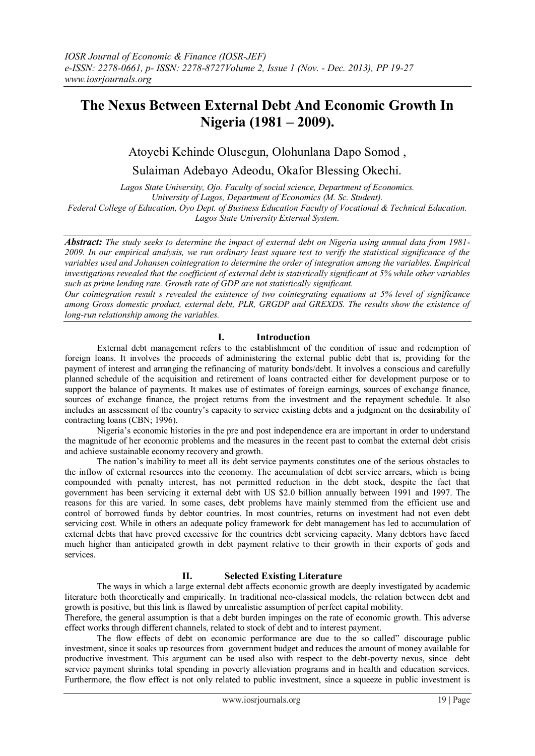# The Nexus Between External Debt And Economic Growth In Nigeria (1981 – 2009).

Atoyebi Kehinde Olusegun, Olohunlana Dapo Somod , Sulaiman Adebayo Adeodu, Okafor Blessing Okechi.

*Lagos State University, Ojo. Faculty of social science, Department of Economics.*
*University of Lagos, Department of Economics (M. Sc. Student).*
*Federal College of Education, Oyo Dept. of Business Education Faculty of Vocational & Technical Education.*
*Lagos State University External System.*

***Abstract:*** *The study seeks to determine the impact of external debt on Nigeria using annual data from 1981-2009. In our empirical analysis, we run ordinary least square test to verify the statistical significance of the variables used and Johansen cointegration to determine the order of integration among the variables. Empirical investigations revealed that the coefficient of external debt is statistically significant at 5% while other variables such as prime lending rate. Growth rate of GDP are not statistically significant.*

*Our cointegration result s revealed the existence of two cointegrating equations at 5% level of significance among Gross domestic product, external debt, PLR, GRGDP and GREXDS. The results show the existence of long-run relationship among the variables.*

## I. Introduction

External debt management refers to the establishment of the condition of issue and redemption of foreign loans. It involves the proceeds of administering the external public debt that is, providing for the payment of interest and arranging the refinancing of maturity bonds/debt. It involves a conscious and carefully planned schedule of the acquisition and retirement of loans contracted either for development purpose or to support the balance of payments. It makes use of estimates of foreign earnings, sources of exchange finance, sources of exchange finance, the project returns from the investment and the repayment schedule. It also includes an assessment of the country's capacity to service existing debts and a judgment on the desirability of contracting loans (CBN; 1996).

Nigeria's economic histories in the pre and post independence era are important in order to understand the magnitude of her economic problems and the measures in the recent past to combat the external debt crisis and achieve sustainable economy recovery and growth.

The nation's inability to meet all its debt service payments constitutes one of the serious obstacles to the inflow of external resources into the economy. The accumulation of debt service arrears, which is being compounded with penalty interest, has not permitted reduction in the debt stock, despite the fact that government has been servicing it external debt with US $2.0 billion annually between 1991 and 1997. The reasons for this are varied. In some cases, debt problems have mainly stemmed from the efficient use and control of borrowed funds by debtor countries. In most countries, returns on investment had not even debt servicing cost. While in others an adequate policy framework for debt management has led to accumulation of external debts that have proved excessive for the countries debt servicing capacity. Many debtors have faced much higher than anticipated growth in debt payment relative to their growth in their exports of gods and services.

## II. Selected Existing Literature

The ways in which a large external debt affects economic growth are deeply investigated by academic literature both theoretically and empirically. In traditional neo-classical models, the relation between debt and growth is positive, but this link is flawed by unrealistic assumption of perfect capital mobility.

Therefore, the general assumption is that a debt burden impinges on the rate of economic growth. This adverse effect works through different channels, related to stock of debt and to interest payment.

The flow effects of debt on economic performance are due to the so called" discourage public investment, since it soaks up resources from government budget and reduces the amount of money available for productive investment. This argument can be used also with respect to the debt-poverty nexus, since debt service payment shrinks total spending in poverty alleviation programs and in health and education services. Furthermore, the flow effect is not only related to public investment, since a squeeze in public investment is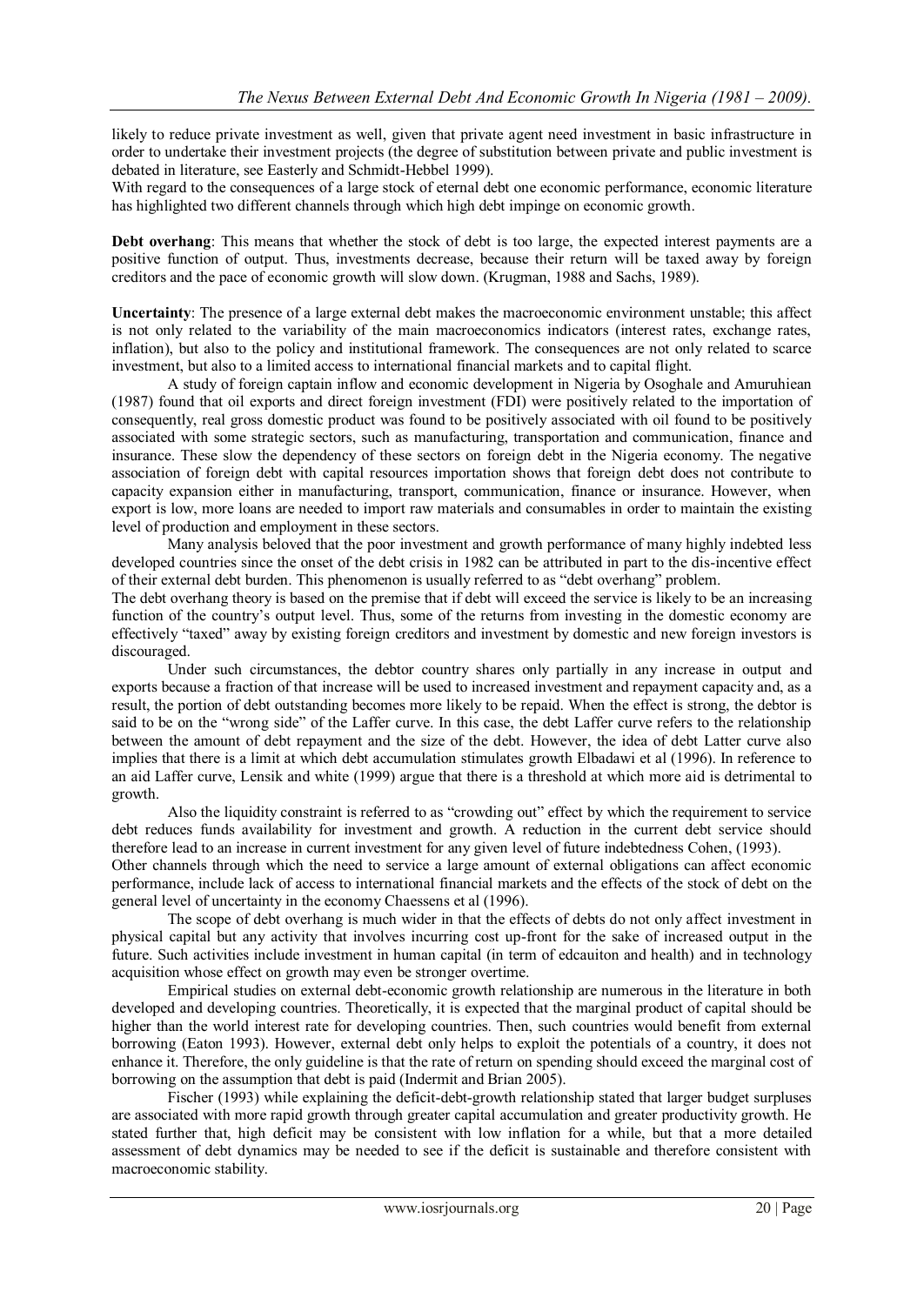likely to reduce private investment as well, given that private agent need investment in basic infrastructure in order to undertake their investment projects (the degree of substitution between private and public investment is debated in literature, see Easterly and Schmidt-Hebbel 1999).

With regard to the consequences of a large stock of eternal debt one economic performance, economic literature has highlighted two different channels through which high debt impinge on economic growth.

**Debt overhang**: This means that whether the stock of debt is too large, the expected interest payments are a positive function of output. Thus, investments decrease, because their return will be taxed away by foreign creditors and the pace of economic growth will slow down. (Krugman, 1988 and Sachs, 1989).

**Uncertainty**: The presence of a large external debt makes the macroeconomic environment unstable; this affect is not only related to the variability of the main macroeconomics indicators (interest rates, exchange rates, inflation), but also to the policy and institutional framework. The consequences are not only related to scarce investment, but also to a limited access to international financial markets and to capital flight.

A study of foreign captain inflow and economic development in Nigeria by Osoghale and Amuruhiean (1987) found that oil exports and direct foreign investment (FDI) were positively related to the importation of consequently, real gross domestic product was found to be positively associated with oil found to be positively associated with some strategic sectors, such as manufacturing, transportation and communication, finance and insurance. These slow the dependency of these sectors on foreign debt in the Nigeria economy. The negative association of foreign debt with capital resources importation shows that foreign debt does not contribute to capacity expansion either in manufacturing, transport, communication, finance or insurance. However, when export is low, more loans are needed to import raw materials and consumables in order to maintain the existing level of production and employment in these sectors.

Many analysis beloved that the poor investment and growth performance of many highly indebted less developed countries since the onset of the debt crisis in 1982 can be attributed in part to the dis-incentive effect of their external debt burden. This phenomenon is usually referred to as "debt overhang" problem.

The debt overhang theory is based on the premise that if debt will exceed the service is likely to be an increasing function of the country's output level. Thus, some of the returns from investing in the domestic economy are effectively "taxed" away by existing foreign creditors and investment by domestic and new foreign investors is discouraged.

Under such circumstances, the debtor country shares only partially in any increase in output and exports because a fraction of that increase will be used to increased investment and repayment capacity and, as a result, the portion of debt outstanding becomes more likely to be repaid. When the effect is strong, the debtor is said to be on the "wrong side" of the Laffer curve. In this case, the debt Laffer curve refers to the relationship between the amount of debt repayment and the size of the debt. However, the idea of debt Latter curve also implies that there is a limit at which debt accumulation stimulates growth Elbadawi et al (1996). In reference to an aid Laffer curve, Lensik and white (1999) argue that there is a threshold at which more aid is detrimental to growth.

Also the liquidity constraint is referred to as "crowding out" effect by which the requirement to service debt reduces funds availability for investment and growth. A reduction in the current debt service should therefore lead to an increase in current investment for any given level of future indebtedness Cohen, (1993).

Other channels through which the need to service a large amount of external obligations can affect economic performance, include lack of access to international financial markets and the effects of the stock of debt on the general level of uncertainty in the economy Chaessens et al (1996).

The scope of debt overhang is much wider in that the effects of debts do not only affect investment in physical capital but any activity that involves incurring cost up-front for the sake of increased output in the future. Such activities include investment in human capital (in term of edcauiton and health) and in technology acquisition whose effect on growth may even be stronger overtime.

Empirical studies on external debt-economic growth relationship are numerous in the literature in both developed and developing countries. Theoretically, it is expected that the marginal product of capital should be higher than the world interest rate for developing countries. Then, such countries would benefit from external borrowing (Eaton 1993). However, external debt only helps to exploit the potentials of a country, it does not enhance it. Therefore, the only guideline is that the rate of return on spending should exceed the marginal cost of borrowing on the assumption that debt is paid (Indermit and Brian 2005).

Fischer (1993) while explaining the deficit-debt-growth relationship stated that larger budget surpluses are associated with more rapid growth through greater capital accumulation and greater productivity growth. He stated further that, high deficit may be consistent with low inflation for a while, but that a more detailed assessment of debt dynamics may be needed to see if the deficit is sustainable and therefore consistent with macroeconomic stability.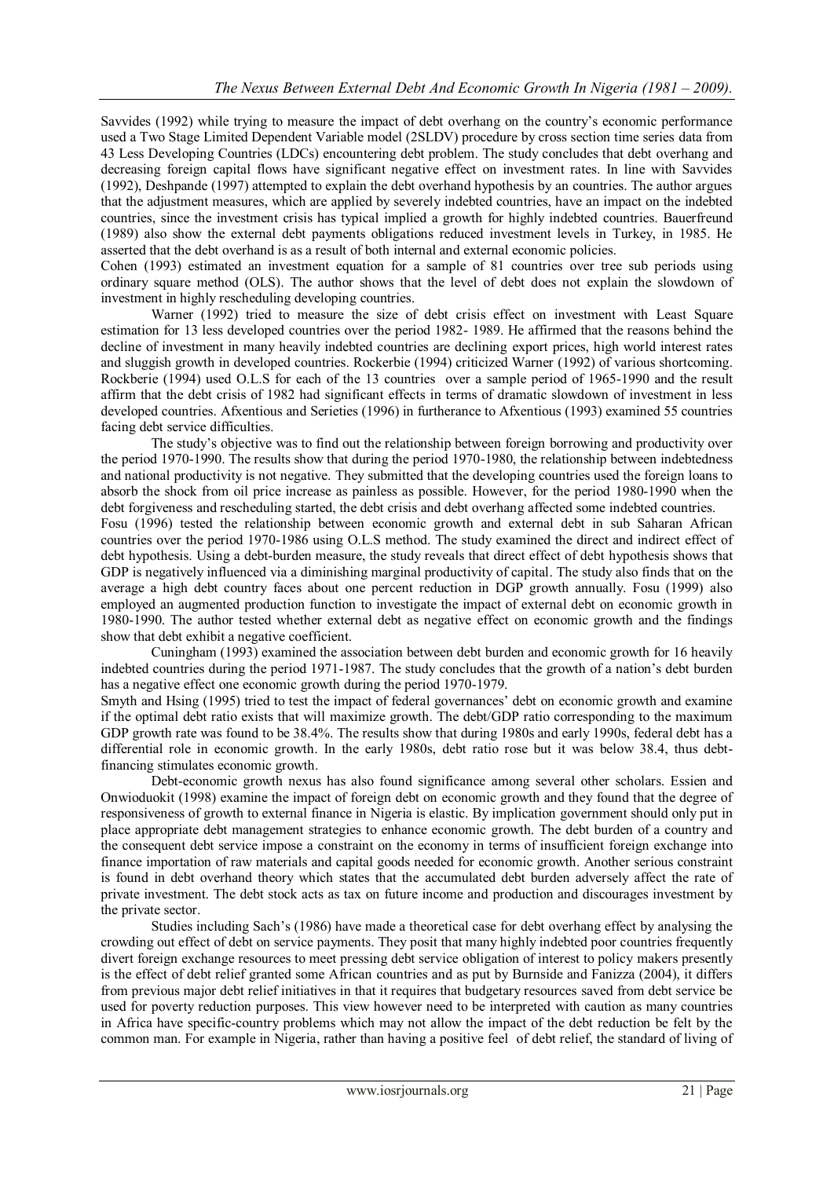Savvides (1992) while trying to measure the impact of debt overhang on the country's economic performance used a Two Stage Limited Dependent Variable model (2SLDV) procedure by cross section time series data from 43 Less Developing Countries (LDCs) encountering debt problem. The study concludes that debt overhang and decreasing foreign capital flows have significant negative effect on investment rates. In line with Savvides (1992), Deshpande (1997) attempted to explain the debt overhand hypothesis by an countries. The author argues that the adjustment measures, which are applied by severely indebted countries, have an impact on the indebted countries, since the investment crisis has typical implied a growth for highly indebted countries. Bauerfreund (1989) also show the external debt payments obligations reduced investment levels in Turkey, in 1985. He asserted that the debt overhand is as a result of both internal and external economic policies.

Cohen (1993) estimated an investment equation for a sample of 81 countries over tree sub periods using ordinary square method (OLS). The author shows that the level of debt does not explain the slowdown of investment in highly rescheduling developing countries.

Warner (1992) tried to measure the size of debt crisis effect on investment with Least Square estimation for 13 less developed countries over the period 1982- 1989. He affirmed that the reasons behind the decline of investment in many heavily indebted countries are declining export prices, high world interest rates and sluggish growth in developed countries. Rockerbie (1994) criticized Warner (1992) of various shortcoming. Rockberie (1994) used O.L.S for each of the 13 countries over a sample period of 1965-1990 and the result affirm that the debt crisis of 1982 had significant effects in terms of dramatic slowdown of investment in less developed countries. Afxentious and Serieties (1996) in furtherance to Afxentious (1993) examined 55 countries facing debt service difficulties.

The study's objective was to find out the relationship between foreign borrowing and productivity over the period 1970-1990. The results show that during the period 1970-1980, the relationship between indebtedness and national productivity is not negative. They submitted that the developing countries used the foreign loans to absorb the shock from oil price increase as painless as possible. However, for the period 1980-1990 when the debt forgiveness and rescheduling started, the debt crisis and debt overhang affected some indebted countries.

Fosu (1996) tested the relationship between economic growth and external debt in sub Saharan African countries over the period 1970-1986 using O.L.S method. The study examined the direct and indirect effect of debt hypothesis. Using a debt-burden measure, the study reveals that direct effect of debt hypothesis shows that GDP is negatively influenced via a diminishing marginal productivity of capital. The study also finds that on the average a high debt country faces about one percent reduction in DGP growth annually. Fosu (1999) also employed an augmented production function to investigate the impact of external debt on economic growth in 1980-1990. The author tested whether external debt as negative effect on economic growth and the findings show that debt exhibit a negative coefficient.

Cuningham (1993) examined the association between debt burden and economic growth for 16 heavily indebted countries during the period 1971-1987. The study concludes that the growth of a nation's debt burden has a negative effect one economic growth during the period 1970-1979.

Smyth and Hsing (1995) tried to test the impact of federal governances' debt on economic growth and examine if the optimal debt ratio exists that will maximize growth. The debt/GDP ratio corresponding to the maximum GDP growth rate was found to be 38.4%. The results show that during 1980s and early 1990s, federal debt has a differential role in economic growth. In the early 1980s, debt ratio rose but it was below 38.4, thus debt-financing stimulates economic growth.

Debt-economic growth nexus has also found significance among several other scholars. Essien and Onwioduokit (1998) examine the impact of foreign debt on economic growth and they found that the degree of responsiveness of growth to external finance in Nigeria is elastic. By implication government should only put in place appropriate debt management strategies to enhance economic growth. The debt burden of a country and the consequent debt service impose a constraint on the economy in terms of insufficient foreign exchange into finance importation of raw materials and capital goods needed for economic growth. Another serious constraint is found in debt overhand theory which states that the accumulated debt burden adversely affect the rate of private investment. The debt stock acts as tax on future income and production and discourages investment by the private sector.

Studies including Sach's (1986) have made a theoretical case for debt overhang effect by analysing the crowding out effect of debt on service payments. They posit that many highly indebted poor countries frequently divert foreign exchange resources to meet pressing debt service obligation of interest to policy makers presently is the effect of debt relief granted some African countries and as put by Burnside and Fanizza (2004), it differs from previous major debt relief initiatives in that it requires that budgetary resources saved from debt service be used for poverty reduction purposes. This view however need to be interpreted with caution as many countries in Africa have specific-country problems which may not allow the impact of the debt reduction be felt by the common man. For example in Nigeria, rather than having a positive feel of debt relief, the standard of living of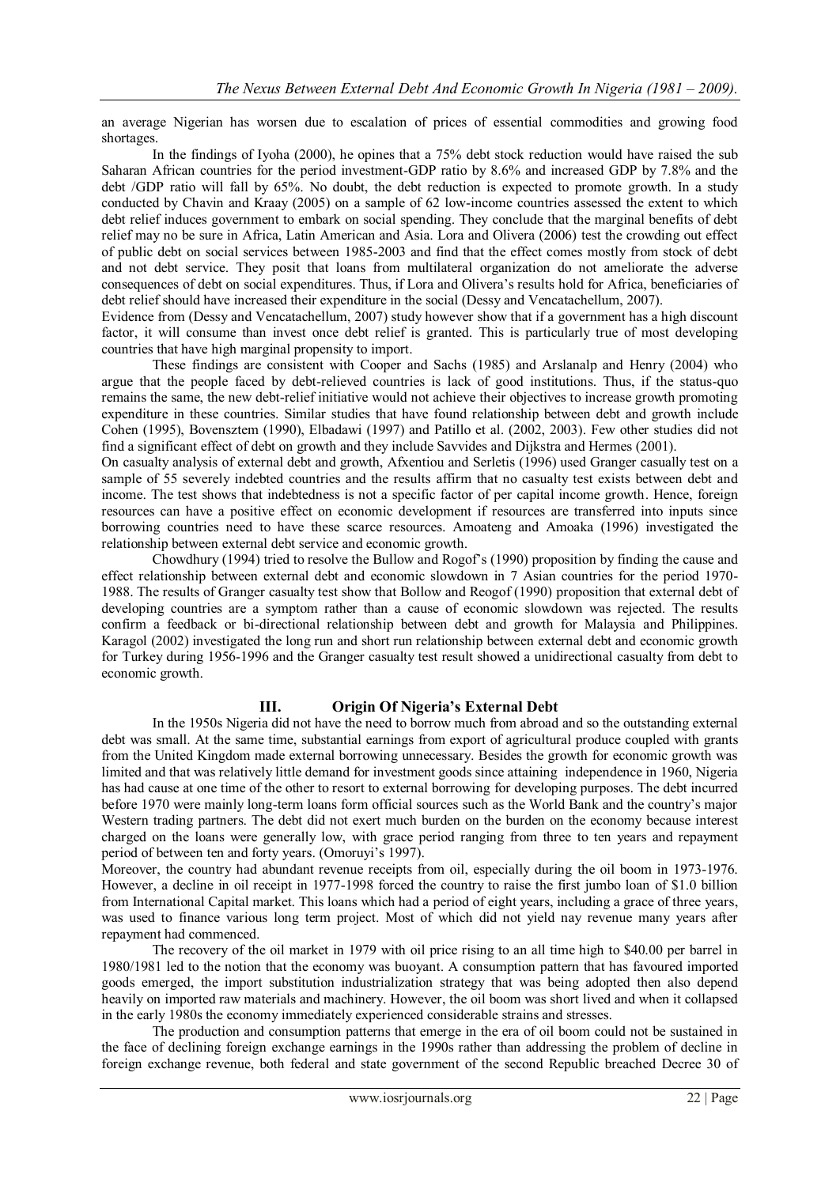an average Nigerian has worsen due to escalation of prices of essential commodities and growing food shortages.

In the findings of Iyoha (2000), he opines that a 75% debt stock reduction would have raised the sub Saharan African countries for the period investment-GDP ratio by 8.6% and increased GDP by 7.8% and the debt /GDP ratio will fall by 65%. No doubt, the debt reduction is expected to promote growth. In a study conducted by Chavin and Kraay (2005) on a sample of 62 low-income countries assessed the extent to which debt relief induces government to embark on social spending. They conclude that the marginal benefits of debt relief may no be sure in Africa, Latin American and Asia. Lora and Olivera (2006) test the crowding out effect of public debt on social services between 1985-2003 and find that the effect comes mostly from stock of debt and not debt service. They posit that loans from multilateral organization do not ameliorate the adverse consequences of debt on social expenditures. Thus, if Lora and Olivera's results hold for Africa, beneficiaries of debt relief should have increased their expenditure in the social (Dessy and Vencatachellum, 2007).

Evidence from (Dessy and Vencatachellum, 2007) study however show that if a government has a high discount factor, it will consume than invest once debt relief is granted. This is particularly true of most developing countries that have high marginal propensity to import.

These findings are consistent with Cooper and Sachs (1985) and Arslanalp and Henry (2004) who argue that the people faced by debt-relieved countries is lack of good institutions. Thus, if the status-quo remains the same, the new debt-relief initiative would not achieve their objectives to increase growth promoting expenditure in these countries. Similar studies that have found relationship between debt and growth include Cohen (1995), Bovensztem (1990), Elbadawi (1997) and Patillo et al. (2002, 2003). Few other studies did not find a significant effect of debt on growth and they include Savvides and Dijkstra and Hermes (2001).

On casualty analysis of external debt and growth, Afxentiou and Serletis (1996) used Granger casually test on a sample of 55 severely indebted countries and the results affirm that no casualty test exists between debt and income. The test shows that indebtedness is not a specific factor of per capital income growth. Hence, foreign resources can have a positive effect on economic development if resources are transferred into inputs since borrowing countries need to have these scarce resources. Amoateng and Amoaka (1996) investigated the relationship between external debt service and economic growth.

Chowdhury (1994) tried to resolve the Bullow and Rogof's (1990) proposition by finding the cause and effect relationship between external debt and economic slowdown in 7 Asian countries for the period 1970-1988. The results of Granger casualty test show that Bollow and Reogof (1990) proposition that external debt of developing countries are a symptom rather than a cause of economic slowdown was rejected. The results confirm a feedback or bi-directional relationship between debt and growth for Malaysia and Philippines. Karagol (2002) investigated the long run and short run relationship between external debt and economic growth for Turkey during 1956-1996 and the Granger casualty test result showed a unidirectional casualty from debt to economic growth.

## III. Origin Of Nigeria's External Debt

In the 1950s Nigeria did not have the need to borrow much from abroad and so the outstanding external debt was small. At the same time, substantial earnings from export of agricultural produce coupled with grants from the United Kingdom made external borrowing unnecessary. Besides the growth for economic growth was limited and that was relatively little demand for investment goods since attaining independence in 1960, Nigeria has had cause at one time of the other to resort to external borrowing for developing purposes. The debt incurred before 1970 were mainly long-term loans form official sources such as the World Bank and the country's major Western trading partners. The debt did not exert much burden on the burden on the economy because interest charged on the loans were generally low, with grace period ranging from three to ten years and repayment period of between ten and forty years. (Omoruyi's 1997).

Moreover, the country had abundant revenue receipts from oil, especially during the oil boom in 1973-1976. However, a decline in oil receipt in 1977-1998 forced the country to raise the first jumbo loan of $1.0 billion from International Capital market. This loans which had a period of eight years, including a grace of three years, was used to finance various long term project. Most of which did not yield nay revenue many years after repayment had commenced.

The recovery of the oil market in 1979 with oil price rising to an all time high to $40.00 per barrel in 1980/1981 led to the notion that the economy was buoyant. A consumption pattern that has favoured imported goods emerged, the import substitution industrialization strategy that was being adopted then also depend heavily on imported raw materials and machinery. However, the oil boom was short lived and when it collapsed in the early 1980s the economy immediately experienced considerable strains and stresses.

The production and consumption patterns that emerge in the era of oil boom could not be sustained in the face of declining foreign exchange earnings in the 1990s rather than addressing the problem of decline in foreign exchange revenue, both federal and state government of the second Republic breached Decree 30 of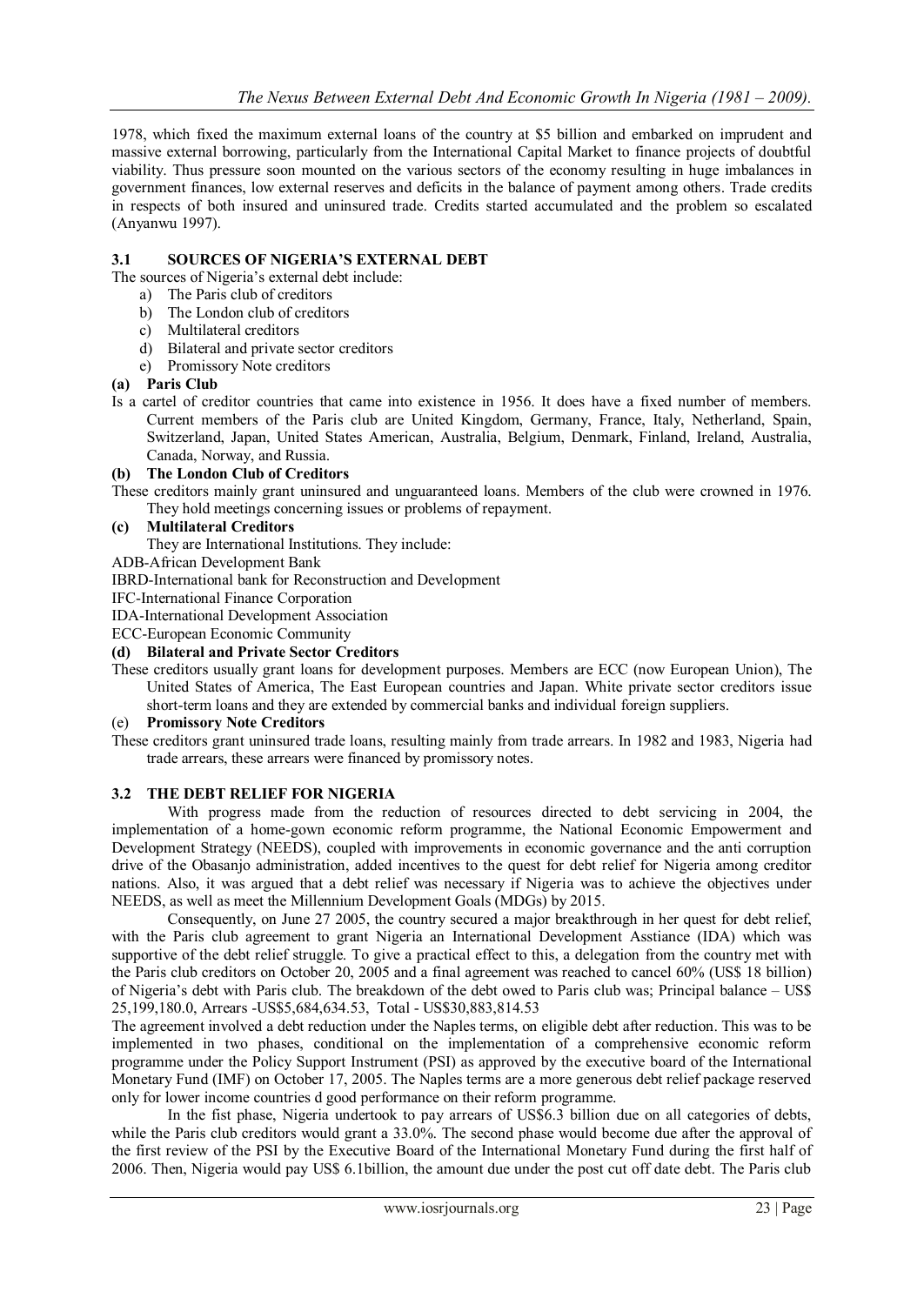1978, which fixed the maximum external loans of the country at $5 billion and embarked on imprudent and massive external borrowing, particularly from the International Capital Market to finance projects of doubtful viability. Thus pressure soon mounted on the various sectors of the economy resulting in huge imbalances in government finances, low external reserves and deficits in the balance of payment among others. Trade credits in respects of both insured and uninsured trade. Credits started accumulated and the problem so escalated (Anyanwu 1997).

## 3.1 SOURCES OF NIGERIA'S EXTERNAL DEBT

The sources of Nigeria's external debt include:

a) The Paris club of creditors
b) The London club of creditors
c) Multilateral creditors
d) Bilateral and private sector creditors
e) Promissory Note creditors

**(a) Paris Club**

Is a cartel of creditor countries that came into existence in 1956. It does have a fixed number of members. Current members of the Paris club are United Kingdom, Germany, France, Italy, Netherland, Spain, Switzerland, Japan, United States American, Australia, Belgium, Denmark, Finland, Ireland, Australia, Canada, Norway, and Russia.

**(b) The London Club of Creditors**

These creditors mainly grant uninsured and unguaranteed loans. Members of the club were crowned in 1976. They hold meetings concerning issues or problems of repayment.

**(c) Multilateral Creditors**

They are International Institutions. They include:

ADB-African Development Bank
IBRD-International bank for Reconstruction and Development
IFC-International Finance Corporation
IDA-International Development Association
ECC-European Economic Community

**(d) Bilateral and Private Sector Creditors**

These creditors usually grant loans for development purposes. Members are ECC (now European Union), The United States of America, The East European countries and Japan. White private sector creditors issue short-term loans and they are extended by commercial banks and individual foreign suppliers.

(e) **Promissory Note Creditors**

These creditors grant uninsured trade loans, resulting mainly from trade arrears. In 1982 and 1983, Nigeria had trade arrears, these arrears were financed by promissory notes.

## 3.2 THE DEBT RELIEF FOR NIGERIA

With progress made from the reduction of resources directed to debt servicing in 2004, the implementation of a home-gown economic reform programme, the National Economic Empowerment and Development Strategy (NEEDS), coupled with improvements in economic governance and the anti corruption drive of the Obasanjo administration, added incentives to the quest for debt relief for Nigeria among creditor nations. Also, it was argued that a debt relief was necessary if Nigeria was to achieve the objectives under NEEDS, as well as meet the Millennium Development Goals (MDGs) by 2015.

Consequently, on June 27 2005, the country secured a major breakthrough in her quest for debt relief, with the Paris club agreement to grant Nigeria an International Development Asstiance (IDA) which was supportive of the debt relief struggle. To give a practical effect to this, a delegation from the country met with the Paris club creditors on October 20, 2005 and a final agreement was reached to cancel 60% (US$ 18 billion) of Nigeria's debt with Paris club. The breakdown of the debt owed to Paris club was; Principal balance – US$ 25,199,180.0, Arrears -US$5,684,634.53, Total - US$30,883,814.53

The agreement involved a debt reduction under the Naples terms, on eligible debt after reduction. This was to be implemented in two phases, conditional on the implementation of a comprehensive economic reform programme under the Policy Support Instrument (PSI) as approved by the executive board of the International Monetary Fund (IMF) on October 17, 2005. The Naples terms are a more generous debt relief package reserved only for lower income countries d good performance on their reform programme.

In the fist phase, Nigeria undertook to pay arrears of US$6.3 billion due on all categories of debts, while the Paris club creditors would grant a 33.0%. The second phase would become due after the approval of the first review of the PSI by the Executive Board of the International Monetary Fund during the first half of 2006. Then, Nigeria would pay US$ 6.1billion, the amount due under the post cut off date debt. The Paris club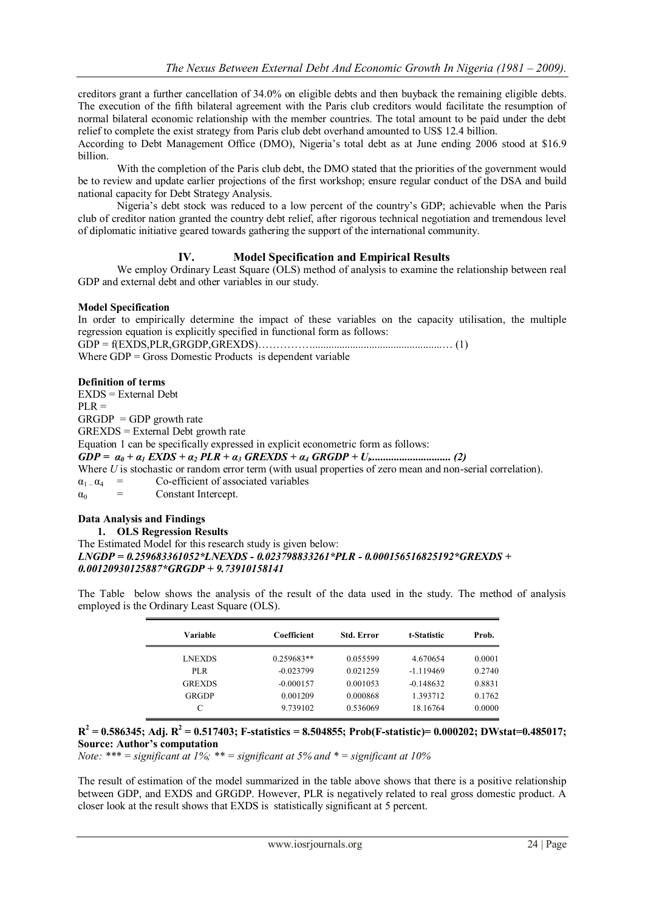creditors grant a further cancellation of 34.0% on eligible debts and then buyback the remaining eligible debts. The execution of the fifth bilateral agreement with the Paris club creditors would facilitate the resumption of normal bilateral economic relationship with the member countries. The total amount to be paid under the debt relief to complete the exist strategy from Paris club debt overhand amounted to US$ 12.4 billion.

According to Debt Management Office (DMO), Nigeria's total debt as at June ending 2006 stood at $16.9 billion.

With the completion of the Paris club debt, the DMO stated that the priorities of the government would be to review and update earlier projections of the first workshop; ensure regular conduct of the DSA and build national capacity for Debt Strategy Analysis.

Nigeria's debt stock was reduced to a low percent of the country's GDP; achievable when the Paris club of creditor nation granted the country debt relief, after rigorous technical negotiation and tremendous level of diplomatic initiative geared towards gathering the support of the international community.

## IV. Model Specification and Empirical Results

We employ Ordinary Least Square (OLS) method of analysis to examine the relationship between real GDP and external debt and other variables in our study.

**Model Specification**

In order to empirically determine the impact of these variables on the capacity utilisation, the multiple regression equation is explicitly specified in functional form as follows:

GDP = f(EXDS,PLR,GRGDP,GREXDS)……………................................................… (1)

Where GDP = Gross Domestic Products is dependent variable

**Definition of terms**

EXDS = External Debt
PLR =
GRGDP = GDP growth rate
GREXDS = External Debt growth rate

Equation 1 can be specifically expressed in explicit econometric form as follows:

$$GDP = \alpha_0 + \alpha_1 EXDS + \alpha_2 PLR + \alpha_3 GREXDS + \alpha_4 GRGDP + U_t \quad (2)$$

Where $U$ is stochastic or random error term (with usual properties of zero mean and non-serial correlation).

$\alpha_1 - \alpha_4$ = Co-efficient of associated variables
$\alpha_0$ = Constant Intercept.

**Data Analysis and Findings**

1. **OLS Regression Results**

The Estimated Model for this research study is given below:

***LNGDP = 0.259683361052\*LNEXDS - 0.023798833261\*PLR - 0.000156516825192\*GREXDS + 0.00120930125887\*GRGDP + 9.73910158141***

The Table below shows the analysis of the result of the data used in the study. The method of analysis employed is the Ordinary Least Square (OLS).

| Variable | Coefficient | Std. Error | t-Statistic | Prob. |
|---|---|---|---|---|
| LNEXDS | 0.259683** | 0.055599 | 4.670654 | 0.0001 |
| PLR | -0.023799 | 0.021259 | -1.119469 | 0.2740 |
| GREXDS | -0.000157 | 0.001053 | -0.148632 | 0.8831 |
| GRGDP | 0.001209 | 0.000868 | 1.393712 | 0.1762 |
| C | 9.739102 | 0.536069 | 18.16764 | 0.0000 |

**$R^2$ = 0.586345; Adj. $R^2$ = 0.517403; F-statistics = 8.504855; Prob(F-statistic)= 0.000202; DWstat=0.485017;**
**Source: Author's computation**

*Note: *** = significant at 1%; ** = significant at 5% and * = significant at 10%*

The result of estimation of the model summarized in the table above shows that there is a positive relationship between GDP, and EXDS and GRGDP. However, PLR is negatively related to real gross domestic product. A closer look at the result shows that EXDS is statistically significant at 5 percent.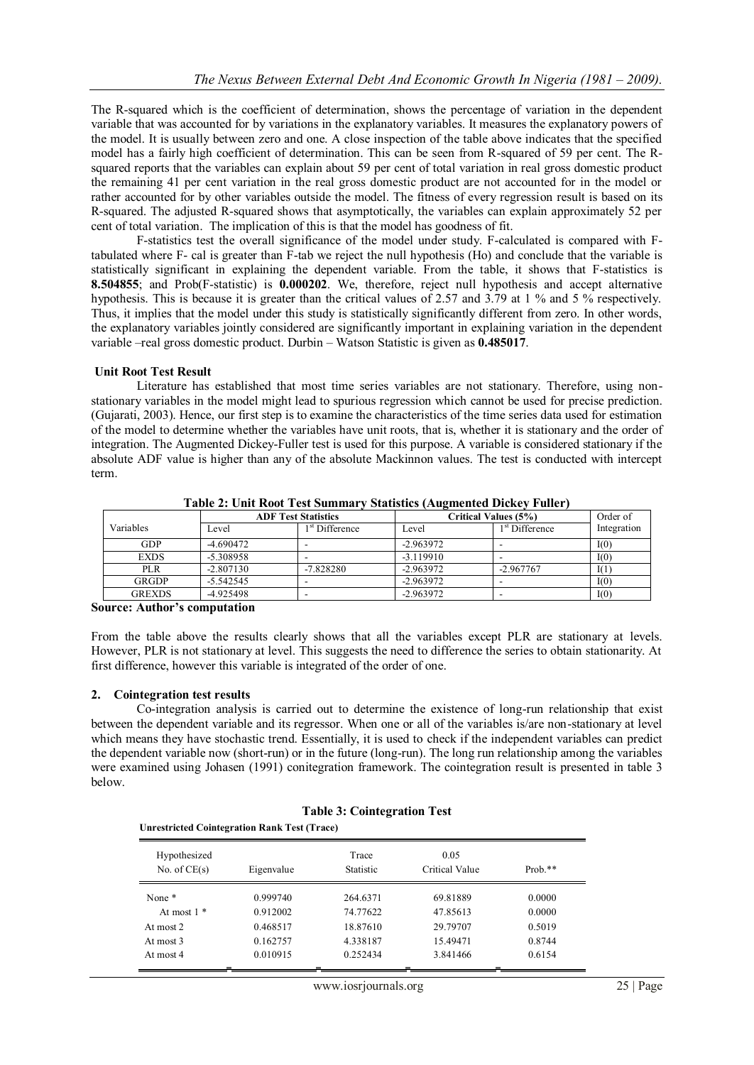The R-squared which is the coefficient of determination, shows the percentage of variation in the dependent variable that was accounted for by variations in the explanatory variables. It measures the explanatory powers of the model. It is usually between zero and one. A close inspection of the table above indicates that the specified model has a fairly high coefficient of determination. This can be seen from R-squared of 59 per cent. The R-squared reports that the variables can explain about 59 per cent of total variation in real gross domestic product the remaining 41 per cent variation in the real gross domestic product are not accounted for in the model or rather accounted for by other variables outside the model. The fitness of every regression result is based on its R-squared. The adjusted R-squared shows that asymptotically, the variables can explain approximately 52 per cent of total variation. The implication of this is that the model has goodness of fit.

F-statistics test the overall significance of the model under study. F-calculated is compared with F-tabulated where F- cal is greater than F-tab we reject the null hypothesis (Ho) and conclude that the variable is statistically significant in explaining the dependent variable. From the table, it shows that F-statistics is **8.504855**; and Prob(F-statistic) is **0.000202**. We, therefore, reject null hypothesis and accept alternative hypothesis. This is because it is greater than the critical values of 2.57 and 3.79 at 1 % and 5 % respectively. Thus, it implies that the model under this study is statistically significantly different from zero. In other words, the explanatory variables jointly considered are significantly important in explaining variation in the dependent variable –real gross domestic product. Durbin – Watson Statistic is given as **0.485017**.

### Unit Root Test Result

Literature has established that most time series variables are not stationary. Therefore, using non-stationary variables in the model might lead to spurious regression which cannot be used for precise prediction. (Gujarati, 2003). Hence, our first step is to examine the characteristics of the time series data used for estimation of the model to determine whether the variables have unit roots, that is, whether it is stationary and the order of integration. The Augmented Dickey-Fuller test is used for this purpose. A variable is considered stationary if the absolute ADF value is higher than any of the absolute Mackinnon values. The test is conducted with intercept term.

**Table 2: Unit Root Test Summary Statistics (Augmented Dickey Fuller)**

| Variables | ADF Test Statistics | | Critical Values (5%) | | Order of Integration |
|---|---|---|---|---|---|
| | Level | 1st Difference | Level | 1st Difference | |
| GDP | -4.690472 | - | -2.963972 | - | I(0) |
| EXDS | -5.308958 | - | -3.119910 | - | I(0) |
| PLR | -2.807130 | -7.828280 | -2.963972 | -2.967767 | I(1) |
| GRGDP | -5.542545 | - | -2.963972 | - | I(0) |
| GREXDS | -4.925498 | - | -2.963972 | - | I(0) |

**Source: Author's computation**

From the table above the results clearly shows that all the variables except PLR are stationary at levels. However, PLR is not stationary at level. This suggests the need to difference the series to obtain stationarity. At first difference, however this variable is integrated of the order of one.

### 2. Cointegration test results

Co-integration analysis is carried out to determine the existence of long-run relationship that exist between the dependent variable and its regressor. When one or all of the variables is/are non-stationary at level which means they have stochastic trend. Essentially, it is used to check if the independent variables can predict the dependent variable now (short-run) or in the future (long-run). The long run relationship among the variables were examined using Johasen (1991) conitegration framework. The cointegration result is presented in table 3 below.

**Table 3: Cointegration Test**

**Unrestricted Cointegration Rank Test (Trace)**

| Hypothesized No. of CE(s) | Eigenvalue | Trace Statistic | 0.05 Critical Value | Prob.** |
|---|---|---|---|---|
| None * | 0.999740 | 264.6371 | 69.81889 | 0.0000 |
| At most 1 * | 0.912002 | 74.77622 | 47.85613 | 0.0000 |
| At most 2 | 0.468517 | 18.87610 | 29.79707 | 0.5019 |
| At most 3 | 0.162757 | 4.338187 | 15.49471 | 0.8744 |
| At most 4 | 0.010915 | 0.252434 | 3.841466 | 0.6154 |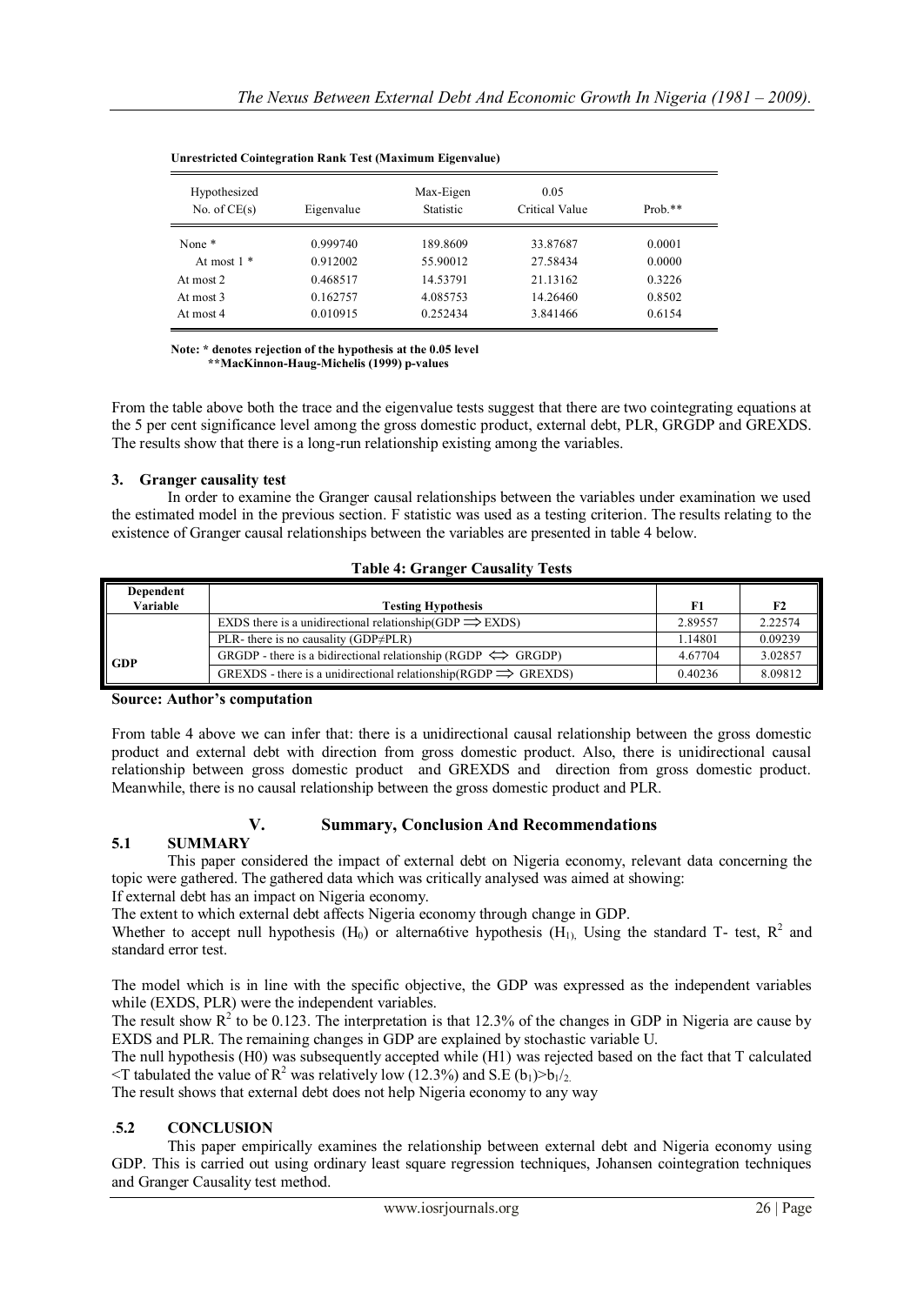**Unrestricted Cointegration Rank Test (Maximum Eigenvalue)**

| Hypothesized No. of CE(s) | Eigenvalue | Max-Eigen Statistic | 0.05 Critical Value | Prob.** |
|---|---|---|---|---|
| None * | 0.999740 | 189.8609 | 33.87687 | 0.0001 |
| At most 1 * | 0.912002 | 55.90012 | 27.58434 | 0.0000 |
| At most 2 | 0.468517 | 14.53791 | 21.13162 | 0.3226 |
| At most 3 | 0.162757 | 4.085753 | 14.26460 | 0.8502 |
| At most 4 | 0.010915 | 0.252434 | 3.841466 | 0.6154 |

**Note: * denotes rejection of the hypothesis at the 0.05 level**
**\*\*MacKinnon-Haug-Michelis (1999) p-values**

From the table above both the trace and the eigenvalue tests suggest that there are two cointegrating equations at the 5 per cent significance level among the gross domestic product, external debt, PLR, GRGDP and GREXDS. The results show that there is a long-run relationship existing among the variables.

### 3. Granger causality test

In order to examine the Granger causal relationships between the variables under examination we used the estimated model in the previous section. F statistic was used as a testing criterion. The results relating to the existence of Granger causal relationships between the variables are presented in table 4 below.

**Table 4: Granger Causality Tests**

| Dependent Variable | Testing Hypothesis | F1 | F2 |
|---|---|---|---|
| GDP | EXDS there is a unidirectional relationship(GDP $\Longrightarrow$ EXDS) | 2.89557 | 2.22574 |
| | PLR- there is no causality (GDP≠PLR) | 1.14801 | 0.09239 |
| | GRGDP - there is a bidirectional relationship (RGDP $\Longleftrightarrow$ GRGDP) | 4.67704 | 3.02857 |
| | GREXDS - there is a unidirectional relationship(RGDP $\Longrightarrow$ GREXDS) | 0.40236 | 8.09812 |

**Source: Author's computation**

From table 4 above we can infer that: there is a unidirectional causal relationship between the gross domestic product and external debt with direction from gross domestic product. Also, there is unidirectional causal relationship between gross domestic product and GREXDS and direction from gross domestic product. Meanwhile, there is no causal relationship between the gross domestic product and PLR.

## V. Summary, Conclusion And Recommendations

### 5.1 SUMMARY

This paper considered the impact of external debt on Nigeria economy, relevant data concerning the topic were gathered. The gathered data which was critically analysed was aimed at showing:

If external debt has an impact on Nigeria economy.

The extent to which external debt affects Nigeria economy through change in GDP.

Whether to accept null hypothesis ($H_0$) or alterna6tive hypothesis ($H_1$), Using the standard T- test, $R^2$ and standard error test.

The model which is in line with the specific objective, the GDP was expressed as the independent variables while (EXDS, PLR) were the independent variables.

The result show $R^2$ to be 0.123. The interpretation is that 12.3% of the changes in GDP in Nigeria are cause by EXDS and PLR. The remaining changes in GDP are explained by stochastic variable U.

The null hypothesis (H0) was subsequently accepted while (H1) was rejected based on the fact that T calculated <T tabulated the value of $R^2$ was relatively low (12.3%) and S.E ($b_1$)>$b_1/_2$.

The result shows that external debt does not help Nigeria economy to any way

### .5.2 CONCLUSION

This paper empirically examines the relationship between external debt and Nigeria economy using GDP. This is carried out using ordinary least square regression techniques, Johansen cointegration techniques and Granger Causality test method.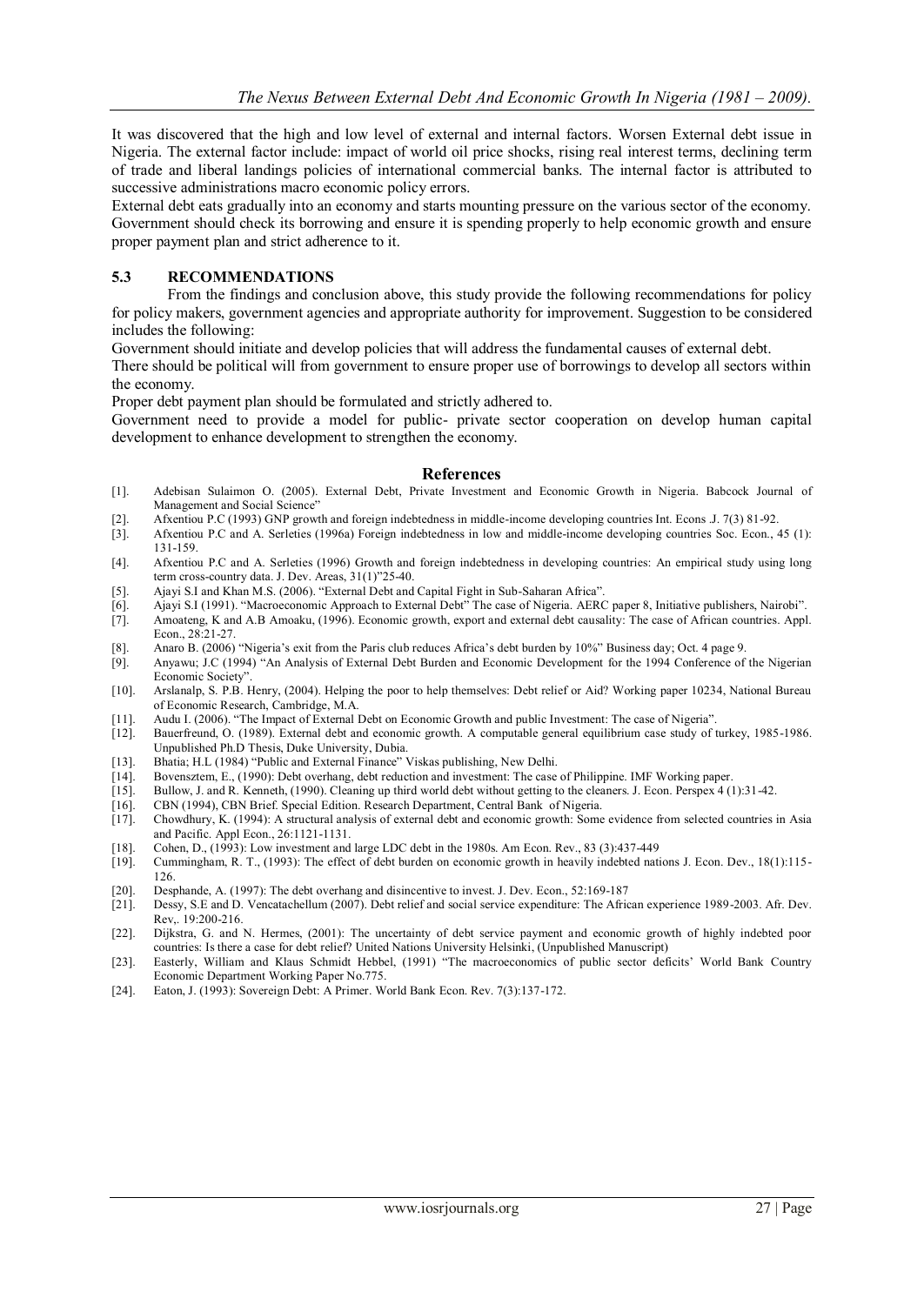It was discovered that the high and low level of external and internal factors. Worsen External debt issue in Nigeria. The external factor include: impact of world oil price shocks, rising real interest terms, declining term of trade and liberal landings policies of international commercial banks. The internal factor is attributed to successive administrations macro economic policy errors.

External debt eats gradually into an economy and starts mounting pressure on the various sector of the economy. Government should check its borrowing and ensure it is spending properly to help economic growth and ensure proper payment plan and strict adherence to it.

### 5.3 RECOMMENDATIONS

From the findings and conclusion above, this study provide the following recommendations for policy for policy makers, government agencies and appropriate authority for improvement. Suggestion to be considered includes the following:

Government should initiate and develop policies that will address the fundamental causes of external debt.

There should be political will from government to ensure proper use of borrowings to develop all sectors within the economy.

Proper debt payment plan should be formulated and strictly adhered to.

Government need to provide a model for public- private sector cooperation on develop human capital development to enhance development to strengthen the economy.

## References

[1]. Adebisan Sulaimon O. (2005). External Debt, Private Investment and Economic Growth in Nigeria. Babcock Journal of Management and Social Science"

[2]. Afxentiou P.C (1993) GNP growth and foreign indebtedness in middle-income developing countries Int. Econs .J. 7(3) 81-92.

[3]. Afxentiou P.C and A. Serleties (1996a) Foreign indebtedness in low and middle-income developing countries Soc. Econ., 45 (1): 131-159.

[4]. Afxentiou P.C and A. Serleties (1996) Growth and foreign indebtedness in developing countries: An empirical study using long term cross-country data. J. Dev. Areas, 31(1)"25-40.

[5]. Ajayi S.I and Khan M.S. (2006). "External Debt and Capital Fight in Sub-Saharan Africa".

[6]. Ajayi S.I (1991). "Macroeconomic Approach to External Debt" The case of Nigeria. AERC paper 8, Initiative publishers, Nairobi".

[7]. Amoateng, K and A.B Amoaku, (1996). Economic growth, export and external debt causality: The case of African countries. Appl. Econ., 28:21-27.

[8]. Anaro B. (2006) "Nigeria's exit from the Paris club reduces Africa's debt burden by 10%" Business day; Oct. 4 page 9.

[9]. Anyawu; J.C (1994) "An Analysis of External Debt Burden and Economic Development for the 1994 Conference of the Nigerian Economic Society".

[10]. Arslanalp, S. P.B. Henry, (2004). Helping the poor to help themselves: Debt relief or Aid? Working paper 10234, National Bureau of Economic Research, Cambridge, M.A.

[11]. Audu I. (2006). "The Impact of External Debt on Economic Growth and public Investment: The case of Nigeria".

[12]. Bauerfreund, O. (1989). External debt and economic growth. A computable general equilibrium case study of turkey, 1985-1986. Unpublished Ph.D Thesis, Duke University, Dubia.

[13]. Bhatia; H.L (1984) "Public and External Finance" Viskas publishing, New Delhi.

[14]. Bovensztem, E., (1990): Debt overhang, debt reduction and investment: The case of Philippine. IMF Working paper.

[15]. Bullow, J. and R. Kenneth, (1990). Cleaning up third world debt without getting to the cleaners. J. Econ. Perspex 4 (1):31-42.

[16]. CBN (1994), CBN Brief. Special Edition. Research Department, Central Bank of Nigeria.

[17]. Chowdhury, K. (1994): A structural analysis of external debt and economic growth: Some evidence from selected countries in Asia and Pacific. Appl Econ., 26:1121-1131.

[18]. Cohen, D., (1993): Low investment and large LDC debt in the 1980s. Am Econ. Rev., 83 (3):437-449

[19]. Cummingham, R. T., (1993): The effect of debt burden on economic growth in heavily indebted nations J. Econ. Dev., 18(1):115-126.

[20]. Desphande, A. (1997): The debt overhang and disincentive to invest. J. Dev. Econ., 52:169-187

[21]. Dessy, S.E and D. Vencatachellum (2007). Debt relief and social service expenditure: The African experience 1989-2003. Afr. Dev. Rev,. 19:200-216.

[22]. Dijkstra, G. and N. Hermes, (2001): The uncertainty of debt service payment and economic growth of highly indebted poor countries: Is there a case for debt relief? United Nations University Helsinki, (Unpublished Manuscript)

[23]. Easterly, William and Klaus Schmidt Hebbel, (1991) "The macroeconomics of public sector deficits' World Bank Country Economic Department Working Paper No.775.

[24]. Eaton, J. (1993): Sovereign Debt: A Primer. World Bank Econ. Rev. 7(3):137-172.